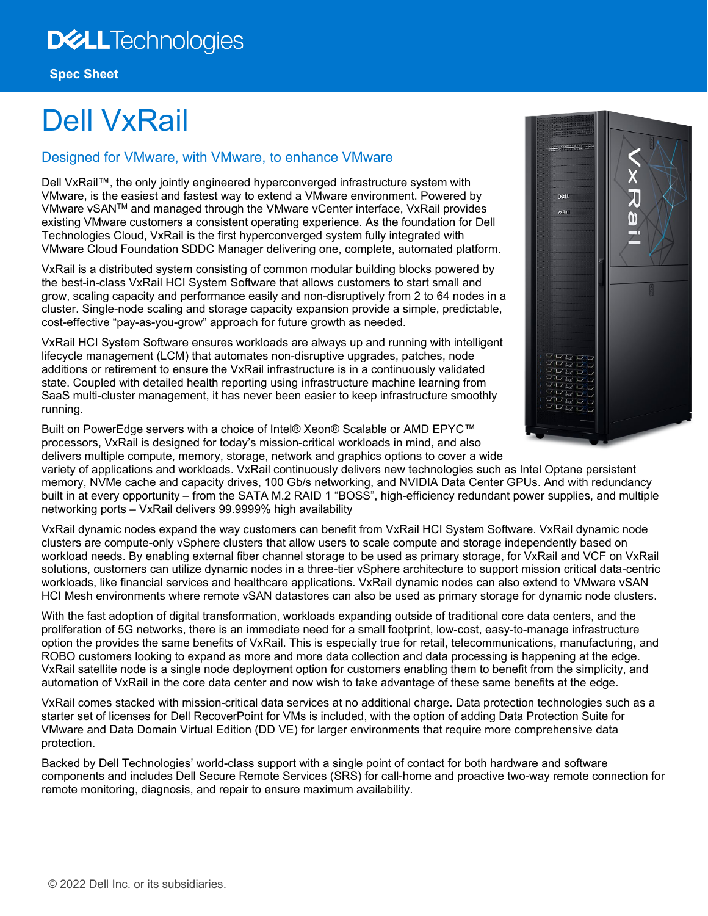Dell Technologies

Spec Sheet

# Dell VxRail

## Designed for VMware, with VMware, to enhance VMware

Dell VxRail™, the only jointly engineered hyperconverged infrastructure system with VMware, is the easiest and fastest way to extend a VMware environment. Powered by VMware vSAN™ and managed through the VMware vCenter interface, VxRail provides existing VMware customers a consistent operating experience. As the foundation for Dell Technologies Cloud, VxRail is the first hyperconverged system fully integrated with VMware Cloud Foundation SDDC Manager delivering one, complete, automated platform.

VxRail is a distributed system consisting of common modular building blocks powered by the best-in-class VxRail HCI System Software that allows customers to start small and grow, scaling capacity and performance easily and non-disruptively from 2 to 64 nodes in a cluster. Single-node scaling and storage capacity expansion provide a simple, predictable, cost-effective "pay-as-you-grow" approach for future growth as needed.

VxRail HCI System Software ensures workloads are always up and running with intelligent lifecycle management (LCM) that automates non-disruptive upgrades, patches, node additions or retirement to ensure the VxRail infrastructure is in a continuously validated state. Coupled with detailed health reporting using infrastructure machine learning from SaaS multi-cluster management, it has never been easier to keep infrastructure smoothly running.

Built on PowerEdge servers with a choice of Intel® Xeon® Scalable or AMD EPYC™ processors, VxRail is designed for today's mission-critical workloads in mind, and also delivers multiple compute, memory, storage, network and graphics options to cover a wide variety of applications and workloads. VxRail continuously delivers new technologies such as Intel Optane persistent memory, NVMe cache and capacity drives, 100 Gb/s networking, and NVIDIA Data Center GPUs. And with redundancy built in at every opportunity – from the SATA M.2 RAID 1 "BOSS", high-efficiency redundant power supplies, and multiple networking ports – VxRail delivers 99.9999% high availability

VxRail dynamic nodes expand the way customers can benefit from VxRail HCI System Software. VxRail dynamic node clusters are compute-only vSphere clusters that allow users to scale compute and storage independently based on workload needs. By enabling external fiber channel storage to be used as primary storage, for VxRail and VCF on VxRail solutions, customers can utilize dynamic nodes in a three-tier vSphere architecture to support mission critical data-centric workloads, like financial services and healthcare applications. VxRail dynamic nodes can also extend to VMware vSAN HCI Mesh environments where remote vSAN datastores can also be used as primary storage for dynamic node clusters.

With the fast adoption of digital transformation, workloads expanding outside of traditional core data centers, and the proliferation of 5G networks, there is an immediate need for a small footprint, low-cost, easy-to-manage infrastructure option the provides the same benefits of VxRail. This is especially true for retail, telecommunications, manufacturing, and ROBO customers looking to expand as more and more data collection and data processing is happening at the edge. VxRail satellite node is a single node deployment option for customers enabling them to benefit from the simplicity, and automation of VxRail in the core data center and now wish to take advantage of these same benefits at the edge.

VxRail comes stacked with mission-critical data services at no additional charge. Data protection technologies such as a starter set of licenses for Dell RecoverPoint for VMs is included, with the option of adding Data Protection Suite for VMware and Data Domain Virtual Edition (DD VE) for larger environments that require more comprehensive data protection.

Backed by Dell Technologies' world-class support with a single point of contact for both hardware and software components and includes Dell Secure Remote Services (SRS) for call-home and proactive two-way remote connection for remote monitoring, diagnosis, and repair to ensure maximum availability.

© 2022 Dell Inc. or its subsidiaries.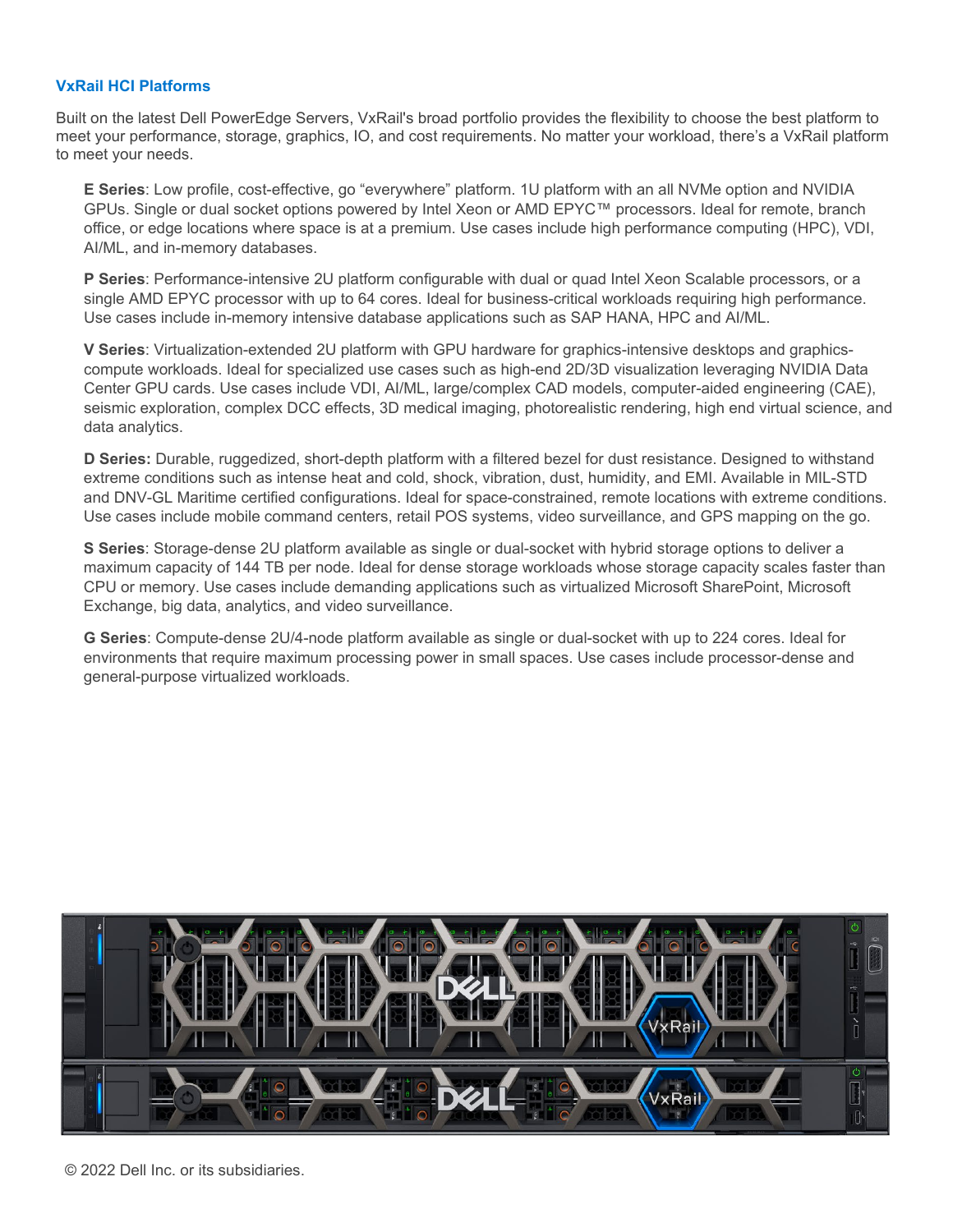### VxRail HCI Platforms

Built on the latest Dell PowerEdge Servers, VxRail's broad portfolio provides the flexibility to choose the best platform to meet your performance, storage, graphics, IO, and cost requirements. No matter your workload, there's a VxRail platform to meet your needs.

**E Series**: Low profile, cost-effective, go "everywhere" platform. 1U platform with an all NVMe option and NVIDIA GPUs. Single or dual socket options powered by Intel Xeon or AMD EPYC™ processors. Ideal for remote, branch office, or edge locations where space is at a premium. Use cases include high performance computing (HPC), VDI, AI/ML, and in-memory databases.

**P Series**: Performance-intensive 2U platform configurable with dual or quad Intel Xeon Scalable processors, or a single AMD EPYC processor with up to 64 cores. Ideal for business-critical workloads requiring high performance. Use cases include in-memory intensive database applications such as SAP HANA, HPC and AI/ML.

**V Series**: Virtualization-extended 2U platform with GPU hardware for graphics-intensive desktops and graphics-compute workloads. Ideal for specialized use cases such as high-end 2D/3D visualization leveraging NVIDIA Data Center GPU cards. Use cases include VDI, AI/ML, large/complex CAD models, computer-aided engineering (CAE), seismic exploration, complex DCC effects, 3D medical imaging, photorealistic rendering, high end virtual science, and data analytics.

**D Series:** Durable, ruggedized, short-depth platform with a filtered bezel for dust resistance. Designed to withstand extreme conditions such as intense heat and cold, shock, vibration, dust, humidity, and EMI. Available in MIL-STD and DNV-GL Maritime certified configurations. Ideal for space-constrained, remote locations with extreme conditions. Use cases include mobile command centers, retail POS systems, video surveillance, and GPS mapping on the go.

**S Series**: Storage-dense 2U platform available as single or dual-socket with hybrid storage options to deliver a maximum capacity of 144 TB per node. Ideal for dense storage workloads whose storage capacity scales faster than CPU or memory. Use cases include demanding applications such as virtualized Microsoft SharePoint, Microsoft Exchange, big data, analytics, and video surveillance.

**G Series**: Compute-dense 2U/4-node platform available as single or dual-socket with up to 224 cores. Ideal for environments that require maximum processing power in small spaces. Use cases include processor-dense and general-purpose virtualized workloads.

© 2022 Dell Inc. or its subsidiaries.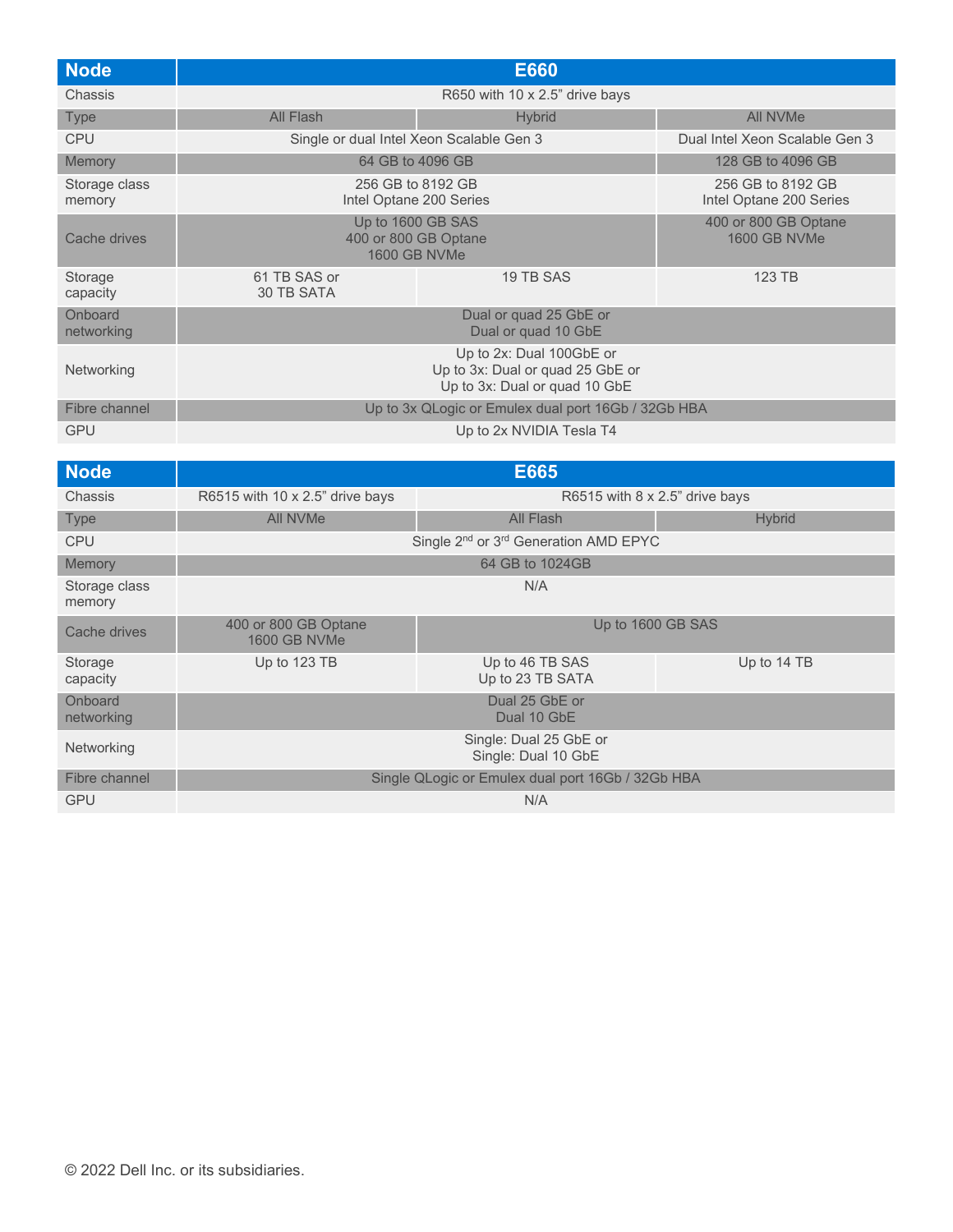| Node | E660 | | |
|---|---|---|---|
| Chassis | R650 with 10 x 2.5" drive bays | | |
| Type | All Flash | Hybrid | All NVMe |
| CPU | Single or dual Intel Xeon Scalable Gen 3 | | Dual Intel Xeon Scalable Gen 3 |
| Memory | 64 GB to 4096 GB | | 128 GB to 4096 GB |
| Storage class memory | 256 GB to 8192 GB Intel Optane 200 Series | | 256 GB to 8192 GB Intel Optane 200 Series |
| Cache drives | Up to 1600 GB SAS 400 or 800 GB Optane 1600 GB NVMe | | 400 or 800 GB Optane 1600 GB NVMe |
| Storage capacity | 61 TB SAS or 30 TB SATA | 19 TB SAS | 123 TB |
| Onboard networking | Dual or quad 25 GbE or Dual or quad 10 GbE | | |
| Networking | Up to 2x: Dual 100GbE or Up to 3x: Dual or quad 25 GbE or Up to 3x: Dual or quad 10 GbE | | |
| Fibre channel | Up to 3x QLogic or Emulex dual port 16Gb / 32Gb HBA | | |
| GPU | Up to 2x NVIDIA Tesla T4 | | |

| Node | E665 | | |
|---|---|---|---|
| Chassis | R6515 with 10 x 2.5" drive bays | R6515 with 8 x 2.5" drive bays | |
| Type | All NVMe | All Flash | Hybrid |
| CPU | Single 2nd or 3rd Generation AMD EPYC | | |
| Memory | 64 GB to 1024GB | | |
| Storage class memory | N/A | | |
| Cache drives | 400 or 800 GB Optane 1600 GB NVMe | Up to 1600 GB SAS | |
| Storage capacity | Up to 123 TB | Up to 46 TB SAS Up to 23 TB SATA | Up to 14 TB |
| Onboard networking | Dual 25 GbE or Dual 10 GbE | | |
| Networking | Single: Dual 25 GbE or Single: Dual 10 GbE | | |
| Fibre channel | Single QLogic or Emulex dual port 16Gb / 32Gb HBA | | |
| GPU | N/A | | |

© 2022 Dell Inc. or its subsidiaries.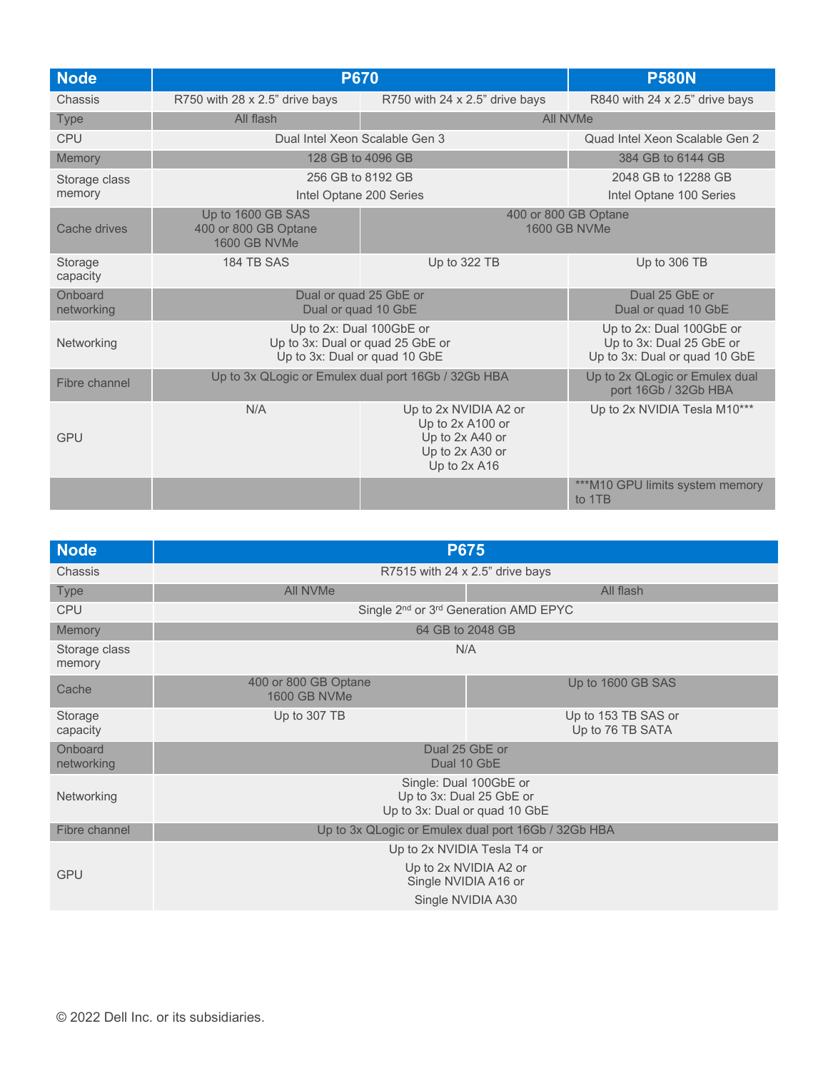| Node | P670 | | P580N |
|---|---|---|---|
| Chassis | R750 with 28 x 2.5" drive bays | R750 with 24 x 2.5" drive bays | R840 with 24 x 2.5" drive bays |
| Type | All flash | All NVMe | |
| CPU | Dual Intel Xeon Scalable Gen 3 | | Quad Intel Xeon Scalable Gen 2 |
| Memory | 128 GB to 4096 GB | | 384 GB to 6144 GB |
| Storage class memory | 256 GB to 8192 GB<br>Intel Optane 200 Series | | 2048 GB to 12288 GB<br>Intel Optane 100 Series |
| Cache drives | Up to 1600 GB SAS<br>400 or 800 GB Optane<br>1600 GB NVMe | 400 or 800 GB Optane<br>1600 GB NVMe | |
| Storage capacity | 184 TB SAS | Up to 322 TB | Up to 306 TB |
| Onboard networking | Dual or quad 25 GbE or<br>Dual or quad 10 GbE | | Dual 25 GbE or<br>Dual or quad 10 GbE |
| Networking | Up to 2x: Dual 100GbE or<br>Up to 3x: Dual or quad 25 GbE or<br>Up to 3x: Dual or quad 10 GbE | | Up to 2x: Dual 100GbE or<br>Up to 3x: Dual 25 GbE or<br>Up to 3x: Dual or quad 10 GbE |
| Fibre channel | Up to 3x QLogic or Emulex dual port 16Gb / 32Gb HBA | | Up to 2x QLogic or Emulex dual port 16Gb / 32Gb HBA |
| GPU | N/A | Up to 2x NVIDIA A2 or<br>Up to 2x A100 or<br>Up to 2x A40 or<br>Up to 2x A30 or<br>Up to 2x A16 | Up to 2x NVIDIA Tesla M10*** |
| | | | ***M10 GPU limits system memory to 1TB |

| Node | P675 | |
|---|---|---|
| Chassis | R7515 with 24 x 2.5" drive bays | |
| Type | All NVMe | All flash |
| CPU | Single 2nd or 3rd Generation AMD EPYC | |
| Memory | 64 GB to 2048 GB | |
| Storage class memory | N/A | |
| Cache | 400 or 800 GB Optane<br>1600 GB NVMe | Up to 1600 GB SAS |
| Storage capacity | Up to 307 TB | Up to 153 TB SAS or<br>Up to 76 TB SATA |
| Onboard networking | Dual 25 GbE or<br>Dual 10 GbE | |
| Networking | Single: Dual 100GbE or<br>Up to 3x: Dual 25 GbE or<br>Up to 3x: Dual or quad 10 GbE | |
| Fibre channel | Up to 3x QLogic or Emulex dual port 16Gb / 32Gb HBA | |
| GPU | Up to 2x NVIDIA Tesla T4 or<br>Up to 2x NVIDIA A2 or<br>Single NVIDIA A16 or<br>Single NVIDIA A30 | |

© 2022 Dell Inc. or its subsidiaries.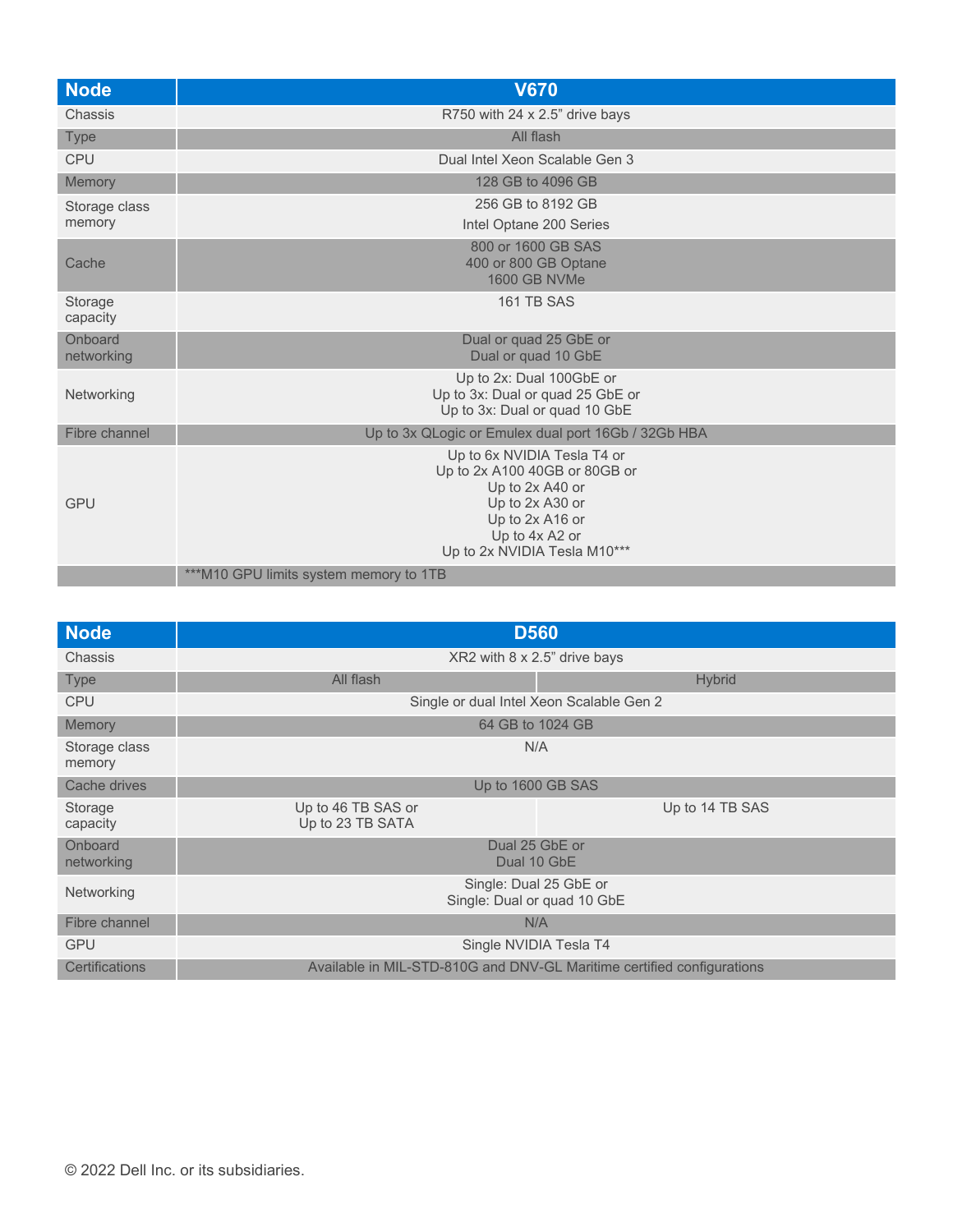| Node | V670 |
| --- | --- |
| Chassis | R750 with 24 x 2.5" drive bays |
| Type | All flash |
| CPU | Dual Intel Xeon Scalable Gen 3 |
| Memory | 128 GB to 4096 GB |
| Storage class memory | 256 GB to 8192 GB<br>Intel Optane 200 Series |
| Cache | 800 or 1600 GB SAS<br>400 or 800 GB Optane<br>1600 GB NVMe |
| Storage capacity | 161 TB SAS |
| Onboard networking | Dual or quad 25 GbE or<br>Dual or quad 10 GbE |
| Networking | Up to 2x: Dual 100GbE or<br>Up to 3x: Dual or quad 25 GbE or<br>Up to 3x: Dual or quad 10 GbE |
| Fibre channel | Up to 3x QLogic or Emulex dual port 16Gb / 32Gb HBA |
| GPU | Up to 6x NVIDIA Tesla T4 or<br>Up to 2x A100 40GB or 80GB or<br>Up to 2x A40 or<br>Up to 2x A30 or<br>Up to 2x A16 or<br>Up to 4x A2 or<br>Up to 2x NVIDIA Tesla M10*** |
| | ***M10 GPU limits system memory to 1TB |

| Node | D560 | |
| --- | --- | --- |
| Chassis | XR2 with 8 x 2.5" drive bays | |
| Type | All flash | Hybrid |
| CPU | Single or dual Intel Xeon Scalable Gen 2 | |
| Memory | 64 GB to 1024 GB | |
| Storage class memory | N/A | |
| Cache drives | Up to 1600 GB SAS | |
| Storage capacity | Up to 46 TB SAS or<br>Up to 23 TB SATA | Up to 14 TB SAS |
| Onboard networking | Dual 25 GbE or<br>Dual 10 GbE | |
| Networking | Single: Dual 25 GbE or<br>Single: Dual or quad 10 GbE | |
| Fibre channel | N/A | |
| GPU | Single NVIDIA Tesla T4 | |
| Certifications | Available in MIL-STD-810G and DNV-GL Maritime certified configurations | |

© 2022 Dell Inc. or its subsidiaries.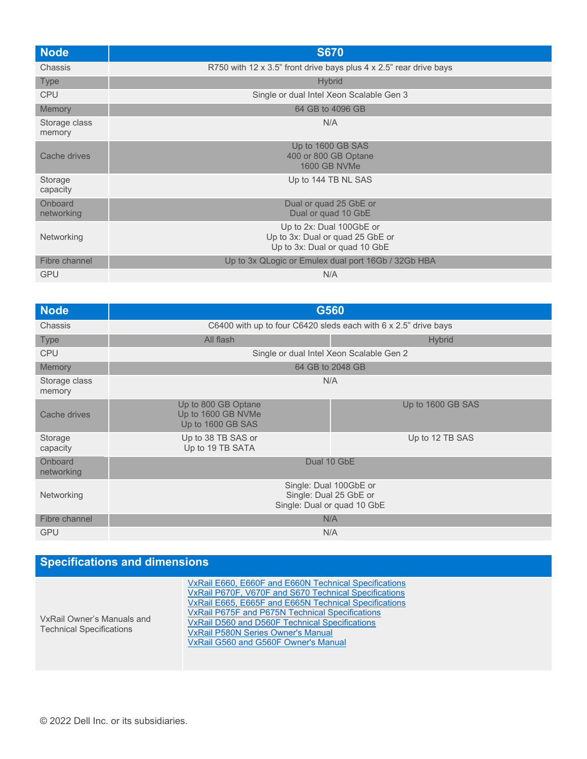| Node | S670 |
| --- | --- |
| Chassis | R750 with 12 x 3.5" front drive bays plus 4 x 2.5" rear drive bays |
| Type | Hybrid |
| CPU | Single or dual Intel Xeon Scalable Gen 3 |
| Memory | 64 GB to 4096 GB |
| Storage class memory | N/A |
| Cache drives | Up to 1600 GB SAS<br>400 or 800 GB Optane<br>1600 GB NVMe |
| Storage capacity | Up to 144 TB NL SAS |
| Onboard networking | Dual or quad 25 GbE or<br>Dual or quad 10 GbE |
| Networking | Up to 2x: Dual 100GbE or<br>Up to 3x: Dual or quad 25 GbE or<br>Up to 3x: Dual or quad 10 GbE |
| Fibre channel | Up to 3x QLogic or Emulex dual port 16Gb / 32Gb HBA |
| GPU | N/A |

| Node | G560 | |
| --- | --- | --- |
| Chassis | C6400 with up to four C6420 sleds each with 6 x 2.5" drive bays | |
| Type | All flash | Hybrid |
| CPU | Single or dual Intel Xeon Scalable Gen 2 | |
| Memory | 64 GB to 2048 GB | |
| Storage class memory | N/A | |
| Cache drives | Up to 800 GB Optane<br>Up to 1600 GB NVMe<br>Up to 1600 GB SAS | Up to 1600 GB SAS |
| Storage capacity | Up to 38 TB SAS or<br>Up to 19 TB SATA | Up to 12 TB SAS |
| Onboard networking | Dual 10 GbE | |
| Networking | Single: Dual 100GbE or<br>Single: Dual 25 GbE or<br>Single: Dual or quad 10 GbE | |
| Fibre channel | N/A | |
| GPU | N/A | |

| Specifications and dimensions | |
| --- | --- |
| VxRail Owner's Manuals and Technical Specifications | VxRail E660, E660F and E660N Technical Specifications<br>VxRail P670F, V670F and S670 Technical Specifications<br>VxRail E665, E665F and E665N Technical Specifications<br>VxRail P675F and P675N Technical Specifications<br>VxRail D560 and D560F Technical Specifications<br>VxRail P580N Series Owner's Manual<br>VxRail G560 and G560F Owner's Manual |

© 2022 Dell Inc. or its subsidiaries.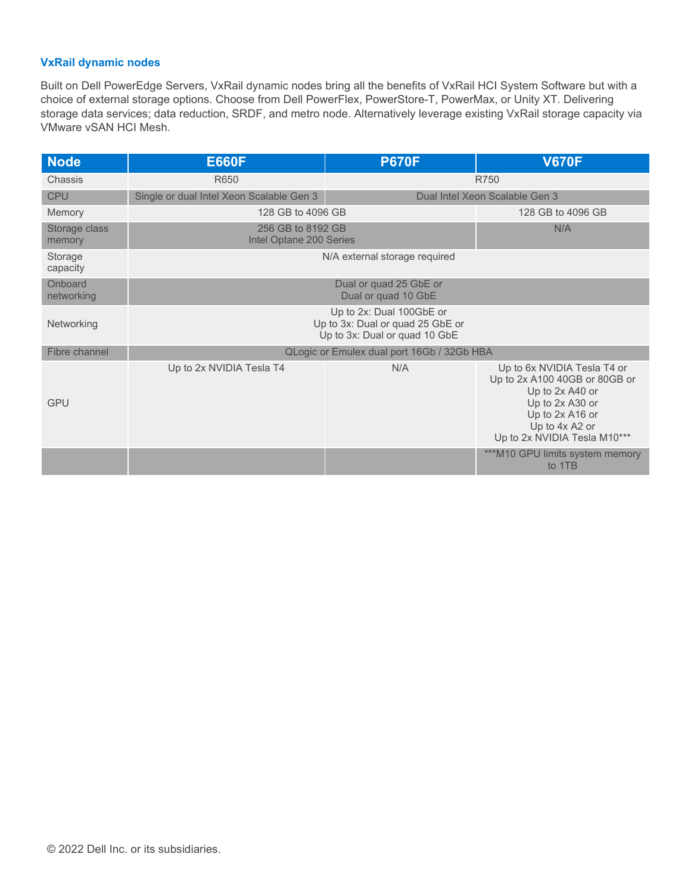### VxRail dynamic nodes

Built on Dell PowerEdge Servers, VxRail dynamic nodes bring all the benefits of VxRail HCI System Software but with a choice of external storage options. Choose from Dell PowerFlex, PowerStore-T, PowerMax, or Unity XT. Delivering storage data services; data reduction, SRDF, and metro node. Alternatively leverage existing VxRail storage capacity via VMware vSAN HCI Mesh.

| Node | E660F | P670F | V670F |
|---|---|---|---|
| Chassis | R650 | R750 | |
| CPU | Single or dual Intel Xeon Scalable Gen 3 | Dual Intel Xeon Scalable Gen 3 | |
| Memory | 128 GB to 4096 GB | | 128 GB to 4096 GB |
| Storage class memory | 256 GB to 8192 GB Intel Optane 200 Series | | N/A |
| Storage capacity | N/A external storage required | | |
| Onboard networking | Dual or quad 25 GbE or Dual or quad 10 GbE | | |
| Networking | Up to 2x: Dual 100GbE or Up to 3x: Dual or quad 25 GbE or Up to 3x: Dual or quad 10 GbE | | |
| Fibre channel | QLogic or Emulex dual port 16Gb / 32Gb HBA | | |
| GPU | Up to 2x NVIDIA Tesla T4 | N/A | Up to 6x NVIDIA Tesla T4 or Up to 2x A100 40GB or 80GB or Up to 2x A40 or Up to 2x A30 or Up to 2x A16 or Up to 4x A2 or Up to 2x NVIDIA Tesla M10*** |
| | | | ***M10 GPU limits system memory to 1TB |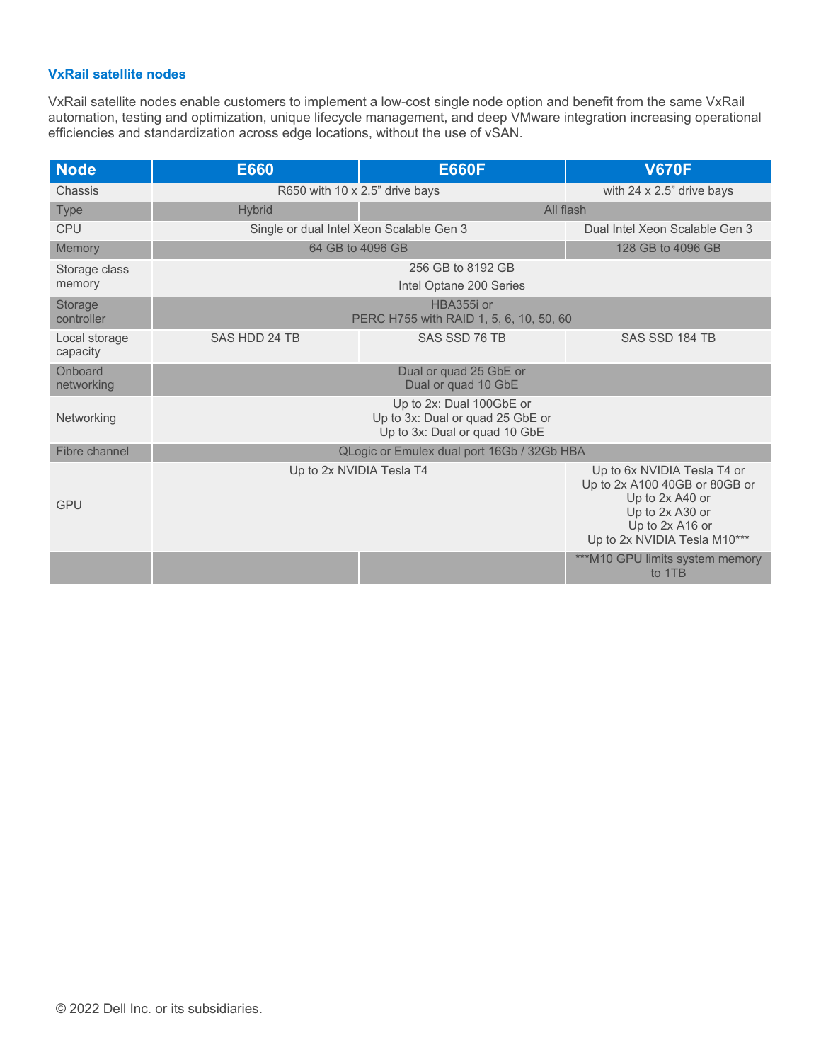### VxRail satellite nodes

VxRail satellite nodes enable customers to implement a low-cost single node option and benefit from the same VxRail automation, testing and optimization, unique lifecycle management, and deep VMware integration increasing operational efficiencies and standardization across edge locations, without the use of vSAN.

| Node | E660 | E660F | V670F |
| --- | --- | --- | --- |
| Chassis | R650 with 10 x 2.5" drive bays | | with 24 x 2.5" drive bays |
| Type | Hybrid | All flash | |
| CPU | Single or dual Intel Xeon Scalable Gen 3 | | Dual Intel Xeon Scalable Gen 3 |
| Memory | 64 GB to 4096 GB | | 128 GB to 4096 GB |
| Storage class memory | 256 GB to 8192 GB<br>Intel Optane 200 Series | | |
| Storage controller | HBA355i or<br>PERC H755 with RAID 1, 5, 6, 10, 50, 60 | | |
| Local storage capacity | SAS HDD 24 TB | SAS SSD 76 TB | SAS SSD 184 TB |
| Onboard networking | Dual or quad 25 GbE or<br>Dual or quad 10 GbE | | |
| Networking | Up to 2x: Dual 100GbE or<br>Up to 3x: Dual or quad 25 GbE or<br>Up to 3x: Dual or quad 10 GbE | | |
| Fibre channel | QLogic or Emulex dual port 16Gb / 32Gb HBA | | |
| GPU | Up to 2x NVIDIA Tesla T4 | | Up to 6x NVIDIA Tesla T4 or<br>Up to 2x A100 40GB or 80GB or<br>Up to 2x A40 or<br>Up to 2x A30 or<br>Up to 2x A16 or<br>Up to 2x NVIDIA Tesla M10*** |
| | | | ***M10 GPU limits system memory to 1TB |

© 2022 Dell Inc. or its subsidiaries.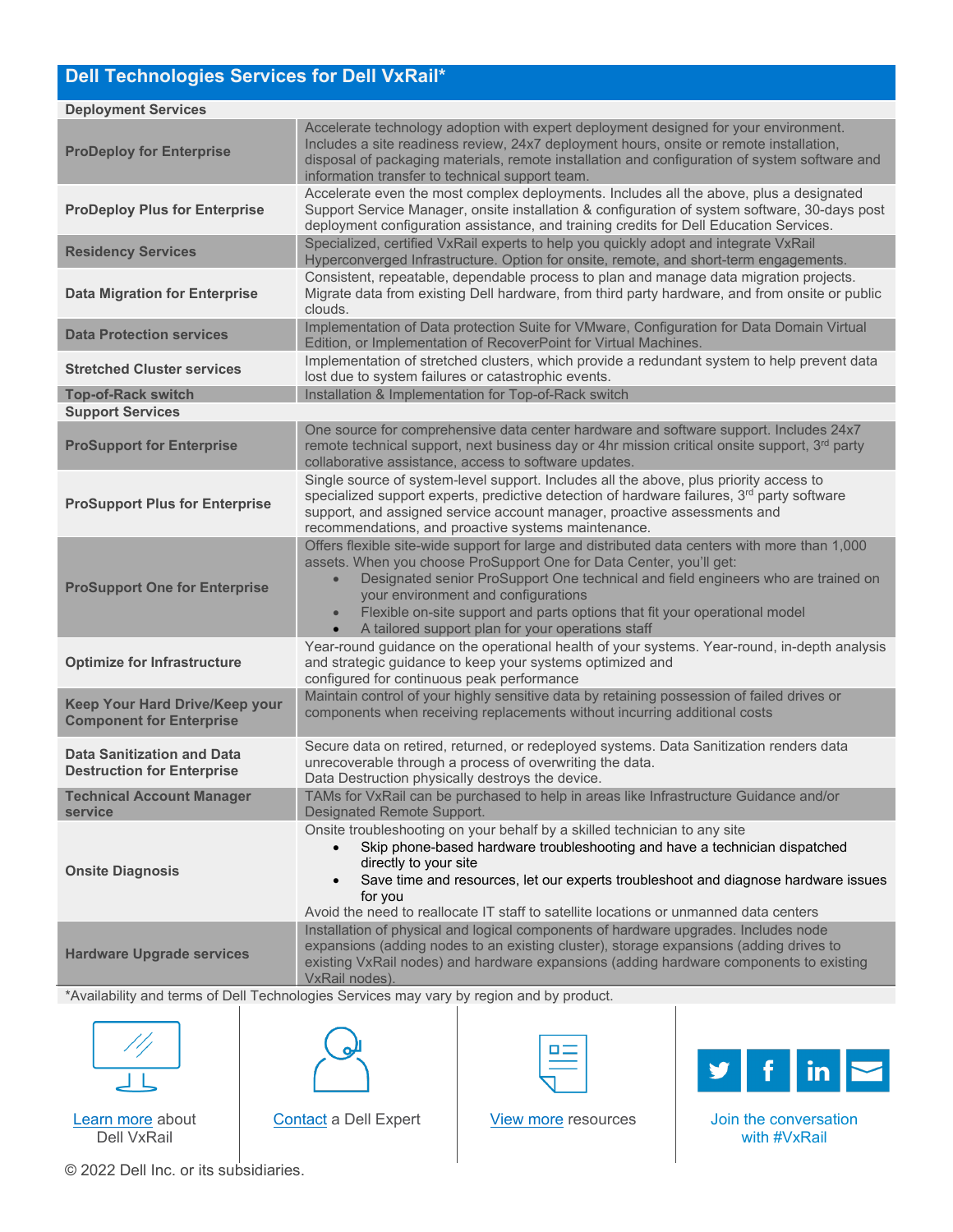## Dell Technologies Services for Dell VxRail*

| | |
|---|---|
| **Deployment Services** | |
| **ProDeploy for Enterprise** | Accelerate technology adoption with expert deployment designed for your environment. Includes a site readiness review, 24x7 deployment hours, onsite or remote installation, disposal of packaging materials, remote installation and configuration of system software and information transfer to technical support team. |
| **ProDeploy Plus for Enterprise** | Accelerate even the most complex deployments. Includes all the above, plus a designated Support Service Manager, onsite installation & configuration of system software, 30-days post deployment configuration assistance, and training credits for Dell Education Services. |
| **Residency Services** | Specialized, certified VxRail experts to help you quickly adopt and integrate VxRail Hyperconverged Infrastructure. Option for onsite, remote, and short-term engagements. |
| **Data Migration for Enterprise** | Consistent, repeatable, dependable process to plan and manage data migration projects. Migrate data from existing Dell hardware, from third party hardware, and from onsite or public clouds. |
| **Data Protection services** | Implementation of Data protection Suite for VMware, Configuration for Data Domain Virtual Edition, or Implementation of RecoverPoint for Virtual Machines. |
| **Stretched Cluster services** | Implementation of stretched clusters, which provide a redundant system to help prevent data lost due to system failures or catastrophic events. |
| **Top-of-Rack switch** | Installation & Implementation for Top-of-Rack switch |
| **Support Services** | |
| **ProSupport for Enterprise** | One source for comprehensive data center hardware and software support. Includes 24x7 remote technical support, next business day or 4hr mission critical onsite support, 3rd party collaborative assistance, access to software updates. |
| **ProSupport Plus for Enterprise** | Single source of system-level support. Includes all the above, plus priority access to specialized support experts, predictive detection of hardware failures, 3rd party software support, and assigned service account manager, proactive assessments and recommendations, and proactive systems maintenance. |
| **ProSupport One for Enterprise** | Offers flexible site-wide support for large and distributed data centers with more than 1,000 assets. When you choose ProSupport One for Data Center, you'll get: <br>• Designated senior ProSupport One technical and field engineers who are trained on your environment and configurations <br>• Flexible on-site support and parts options that fit your operational model <br>• A tailored support plan for your operations staff |
| **Optimize for Infrastructure** | Year-round guidance on the operational health of your systems. Year-round, in-depth analysis and strategic guidance to keep your systems optimized and configured for continuous peak performance |
| **Keep Your Hard Drive/Keep your Component for Enterprise** | Maintain control of your highly sensitive data by retaining possession of failed drives or components when receiving replacements without incurring additional costs |
| **Data Sanitization and Data Destruction for Enterprise** | Secure data on retired, returned, or redeployed systems. Data Sanitization renders data unrecoverable through a process of overwriting the data. <br>Data Destruction physically destroys the device. |
| **Technical Account Manager service** | TAMs for VxRail can be purchased to help in areas like Infrastructure Guidance and/or Designated Remote Support. |
| **Onsite Diagnosis** | Onsite troubleshooting on your behalf by a skilled technician to any site <br>• Skip phone-based hardware troubleshooting and have a technician dispatched directly to your site <br>• Save time and resources, let our experts troubleshoot and diagnose hardware issues for you <br>Avoid the need to reallocate IT staff to satellite locations or unmanned data centers |
| **Hardware Upgrade services** | Installation of physical and logical components of hardware upgrades. Includes node expansions (adding nodes to an existing cluster), storage expansions (adding drives to existing VxRail nodes) and hardware expansions (adding hardware components to existing VxRail nodes). |

*Availability and terms of Dell Technologies Services may vary by region and by product.

Learn more about Dell VxRail

Contact a Dell Expert

View more resources

Join the conversation with #VxRail

© 2022 Dell Inc. or its subsidiaries.